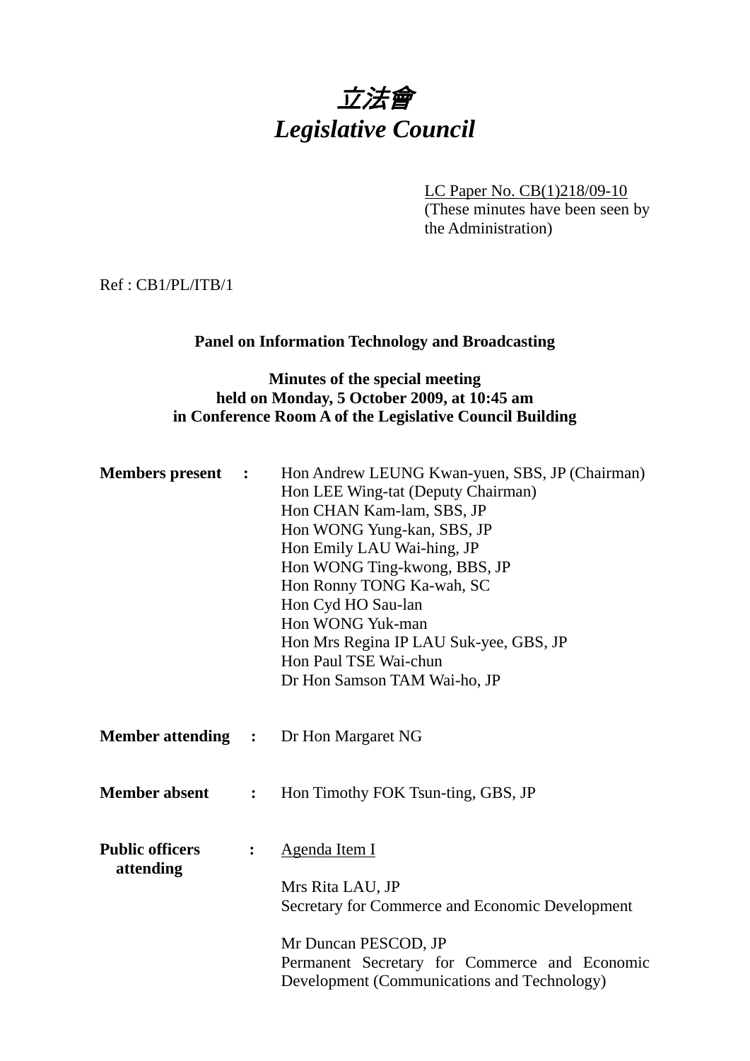# *立法會*
# *Legislative Council*

LC Paper No. CB(1)218/09-10
(These minutes have been seen by the Administration)

Ref : CB1/PL/ITB/1

**Panel on Information Technology and Broadcasting**

**Minutes of the special meeting held on Monday, 5 October 2009, at 10:45 am in Conference Room A of the Legislative Council Building**

**Members present :**
Hon Andrew LEUNG Kwan-yuen, SBS, JP (Chairman)
Hon LEE Wing-tat (Deputy Chairman)
Hon CHAN Kam-lam, SBS, JP
Hon WONG Yung-kan, SBS, JP
Hon Emily LAU Wai-hing, JP
Hon WONG Ting-kwong, BBS, JP
Hon Ronny TONG Ka-wah, SC
Hon Cyd HO Sau-lan
Hon WONG Yuk-man
Hon Mrs Regina IP LAU Suk-yee, GBS, JP
Hon Paul TSE Wai-chun
Dr Hon Samson TAM Wai-ho, JP

**Member attending :** Dr Hon Margaret NG

**Member absent :** Hon Timothy FOK Tsun-ting, GBS, JP

**Public officers attending :**

Agenda Item I

Mrs Rita LAU, JP
Secretary for Commerce and Economic Development

Mr Duncan PESCOD, JP
Permanent Secretary for Commerce and Economic Development (Communications and Technology)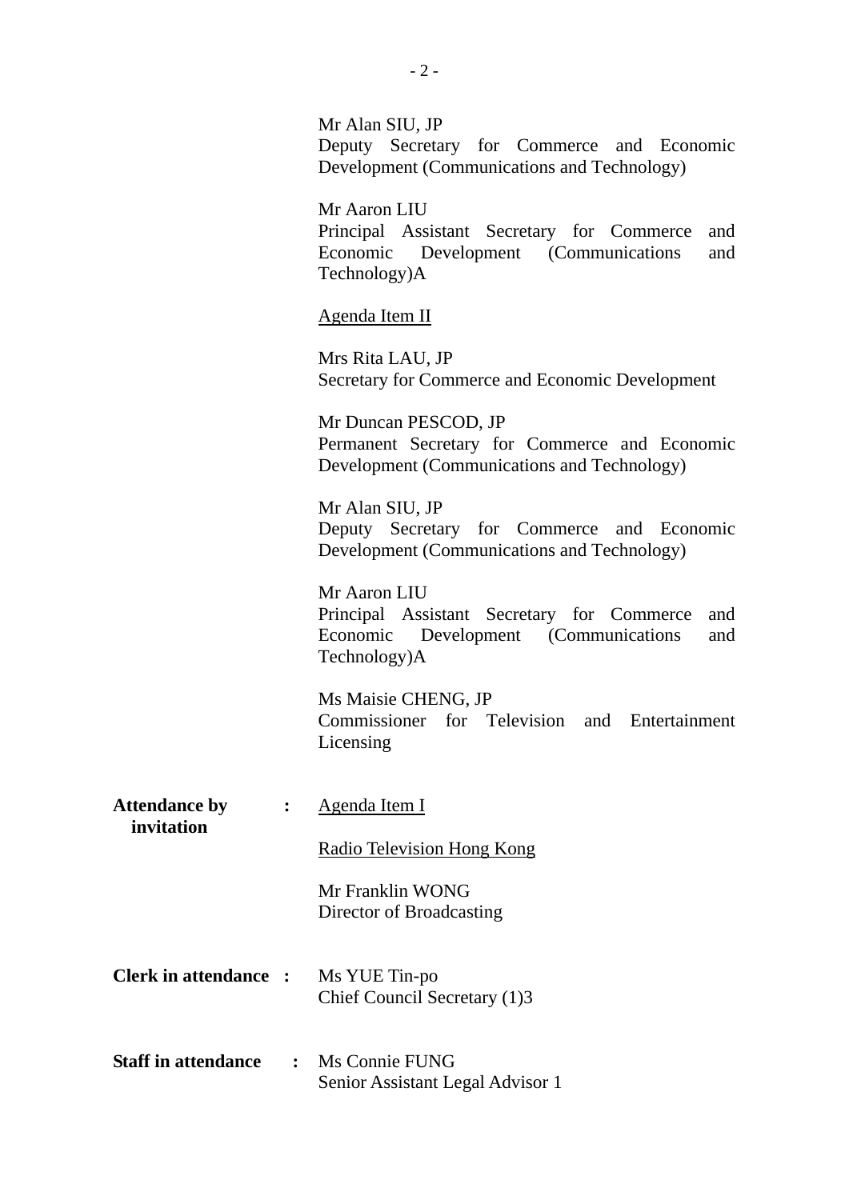Mr Alan SIU, JP
Deputy Secretary for Commerce and Economic Development (Communications and Technology)

Mr Aaron LIU
Principal Assistant Secretary for Commerce and Economic Development (Communications and Technology)A

<u>Agenda Item II</u>

Mrs Rita LAU, JP
Secretary for Commerce and Economic Development

Mr Duncan PESCOD, JP
Permanent Secretary for Commerce and Economic Development (Communications and Technology)

Mr Alan SIU, JP
Deputy Secretary for Commerce and Economic Development (Communications and Technology)

Mr Aaron LIU
Principal Assistant Secretary for Commerce and Economic Development (Communications and Technology)A

Ms Maisie CHENG, JP
Commissioner for Television and Entertainment Licensing

**Attendance by invitation :** <u>Agenda Item I</u>

<u>Radio Television Hong Kong</u>

Mr Franklin WONG
Director of Broadcasting

**Clerk in attendance :** Ms YUE Tin-po
Chief Council Secretary (1)3

**Staff in attendance :** Ms Connie FUNG
Senior Assistant Legal Advisor 1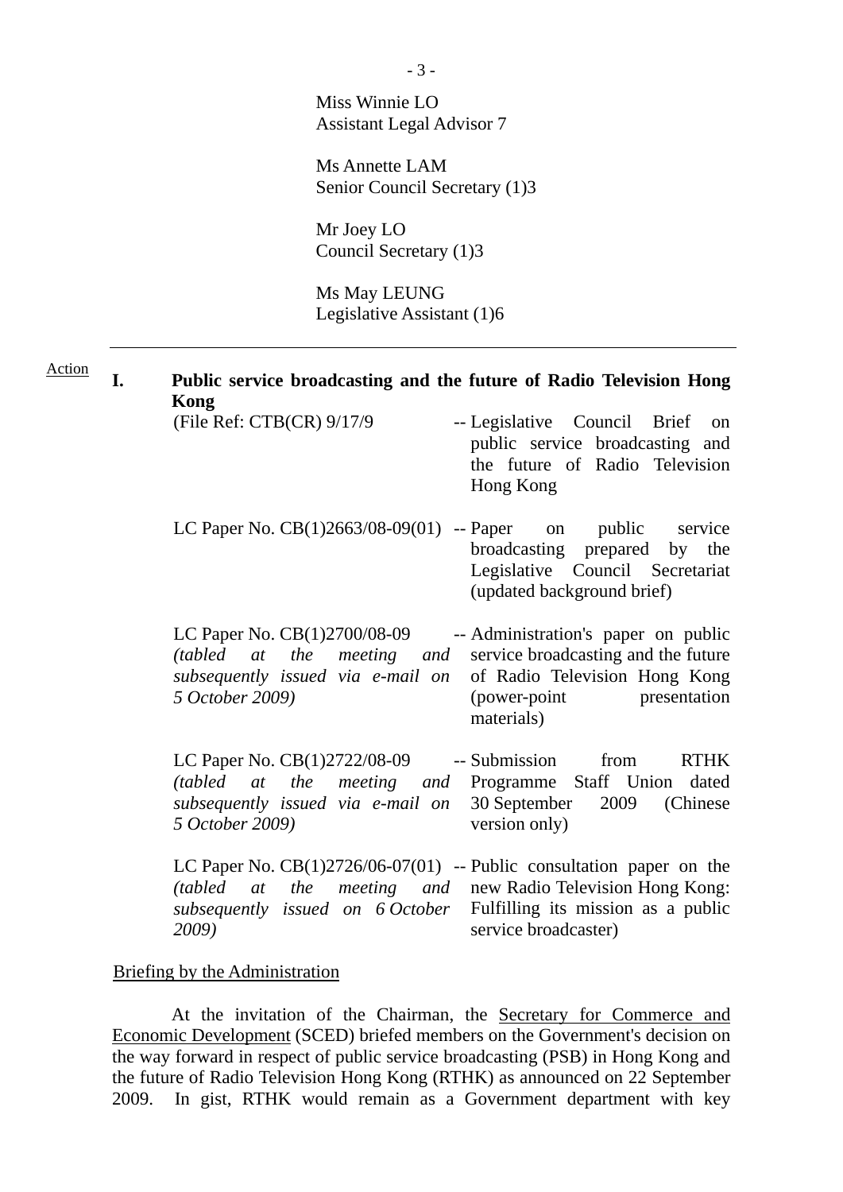Miss Winnie LO
Assistant Legal Advisor 7

Ms Annette LAM
Senior Council Secretary (1)3

Mr Joey LO
Council Secretary (1)3

Ms May LEUNG
Legislative Assistant (1)6

---

Action

**I. Public service broadcasting and the future of Radio Television Hong Kong**

| | |
|---|---|
| (File Ref: CTB(CR) 9/17/9 | -- Legislative Council Brief on public service broadcasting and the future of Radio Television Hong Kong |
| LC Paper No. CB(1)2663/08-09(01) | -- Paper on public service broadcasting prepared by the Legislative Council Secretariat (updated background brief) |
| LC Paper No. CB(1)2700/08-09 *(tabled at the meeting and subsequently issued via e-mail on 5 October 2009)* | -- Administration's paper on public service broadcasting and the future of Radio Television Hong Kong (power-point presentation materials) |
| LC Paper No. CB(1)2722/08-09 *(tabled at the meeting and subsequently issued via e-mail on 5 October 2009)* | -- Submission from RTHK Programme Staff Union dated 30 September 2009 (Chinese version only) |
| LC Paper No. CB(1)2726/06-07(01) *(tabled at the meeting and subsequently issued on 6 October 2009)* | -- Public consultation paper on the new Radio Television Hong Kong: Fulfilling its mission as a public service broadcaster) |

Briefing by the Administration

At the invitation of the Chairman, the Secretary for Commerce and Economic Development (SCED) briefed members on the Government's decision on the way forward in respect of public service broadcasting (PSB) in Hong Kong and the future of Radio Television Hong Kong (RTHK) as announced on 22 September 2009. In gist, RTHK would remain as a Government department with key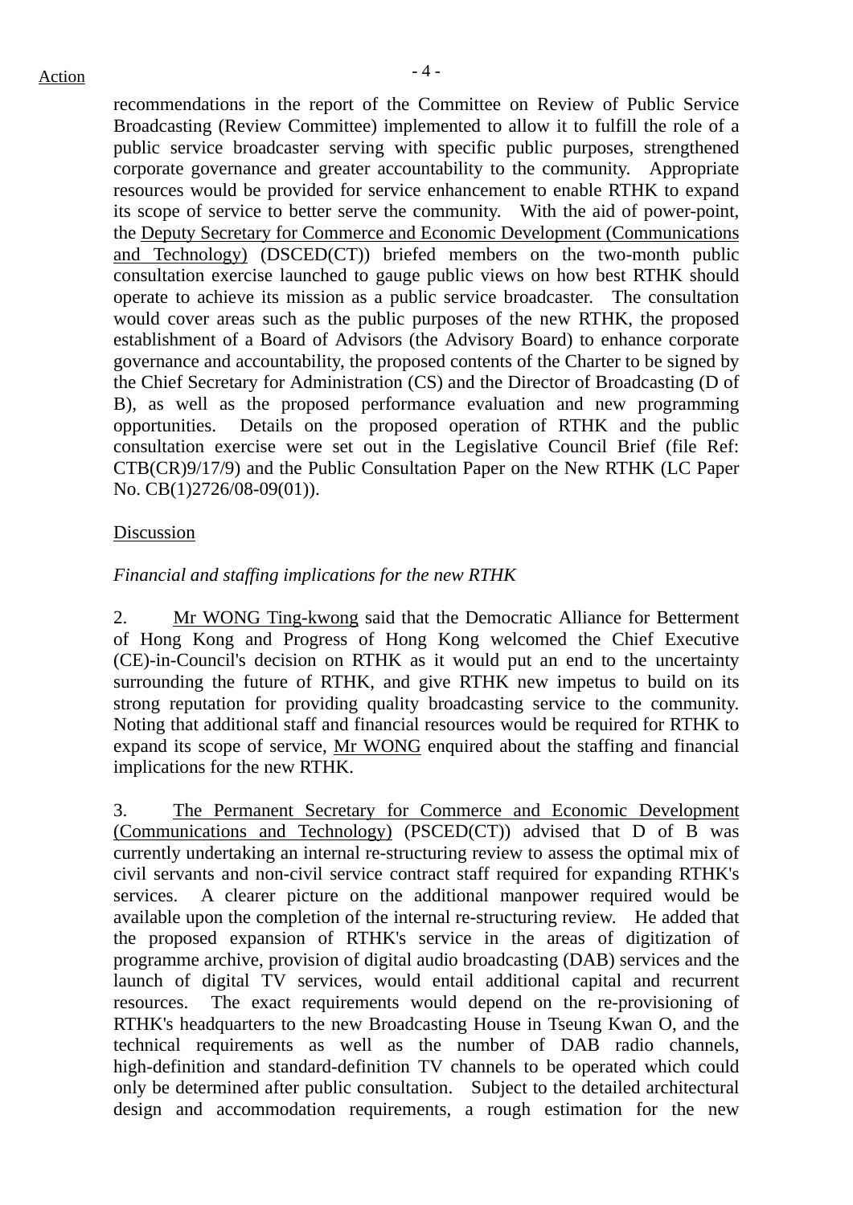Action

recommendations in the report of the Committee on Review of Public Service Broadcasting (Review Committee) implemented to allow it to fulfill the role of a public service broadcaster serving with specific public purposes, strengthened corporate governance and greater accountability to the community. Appropriate resources would be provided for service enhancement to enable RTHK to expand its scope of service to better serve the community. With the aid of power-point, the Deputy Secretary for Commerce and Economic Development (Communications and Technology) (DSCED(CT)) briefed members on the two-month public consultation exercise launched to gauge public views on how best RTHK should operate to achieve its mission as a public service broadcaster. The consultation would cover areas such as the public purposes of the new RTHK, the proposed establishment of a Board of Advisors (the Advisory Board) to enhance corporate governance and accountability, the proposed contents of the Charter to be signed by the Chief Secretary for Administration (CS) and the Director of Broadcasting (D of B), as well as the proposed performance evaluation and new programming opportunities. Details on the proposed operation of RTHK and the public consultation exercise were set out in the Legislative Council Brief (file Ref: CTB(CR)9/17/9) and the Public Consultation Paper on the New RTHK (LC Paper No. CB(1)2726/08-09(01)).

Discussion

*Financial and staffing implications for the new RTHK*

2. Mr WONG Ting-kwong said that the Democratic Alliance for Betterment of Hong Kong and Progress of Hong Kong welcomed the Chief Executive (CE)-in-Council's decision on RTHK as it would put an end to the uncertainty surrounding the future of RTHK, and give RTHK new impetus to build on its strong reputation for providing quality broadcasting service to the community. Noting that additional staff and financial resources would be required for RTHK to expand its scope of service, Mr WONG enquired about the staffing and financial implications for the new RTHK.

3. The Permanent Secretary for Commerce and Economic Development (Communications and Technology) (PSCED(CT)) advised that D of B was currently undertaking an internal re-structuring review to assess the optimal mix of civil servants and non-civil service contract staff required for expanding RTHK's services. A clearer picture on the additional manpower required would be available upon the completion of the internal re-structuring review. He added that the proposed expansion of RTHK's service in the areas of digitization of programme archive, provision of digital audio broadcasting (DAB) services and the launch of digital TV services, would entail additional capital and recurrent resources. The exact requirements would depend on the re-provisioning of RTHK's headquarters to the new Broadcasting House in Tseung Kwan O, and the technical requirements as well as the number of DAB radio channels, high-definition and standard-definition TV channels to be operated which could only be determined after public consultation. Subject to the detailed architectural design and accommodation requirements, a rough estimation for the new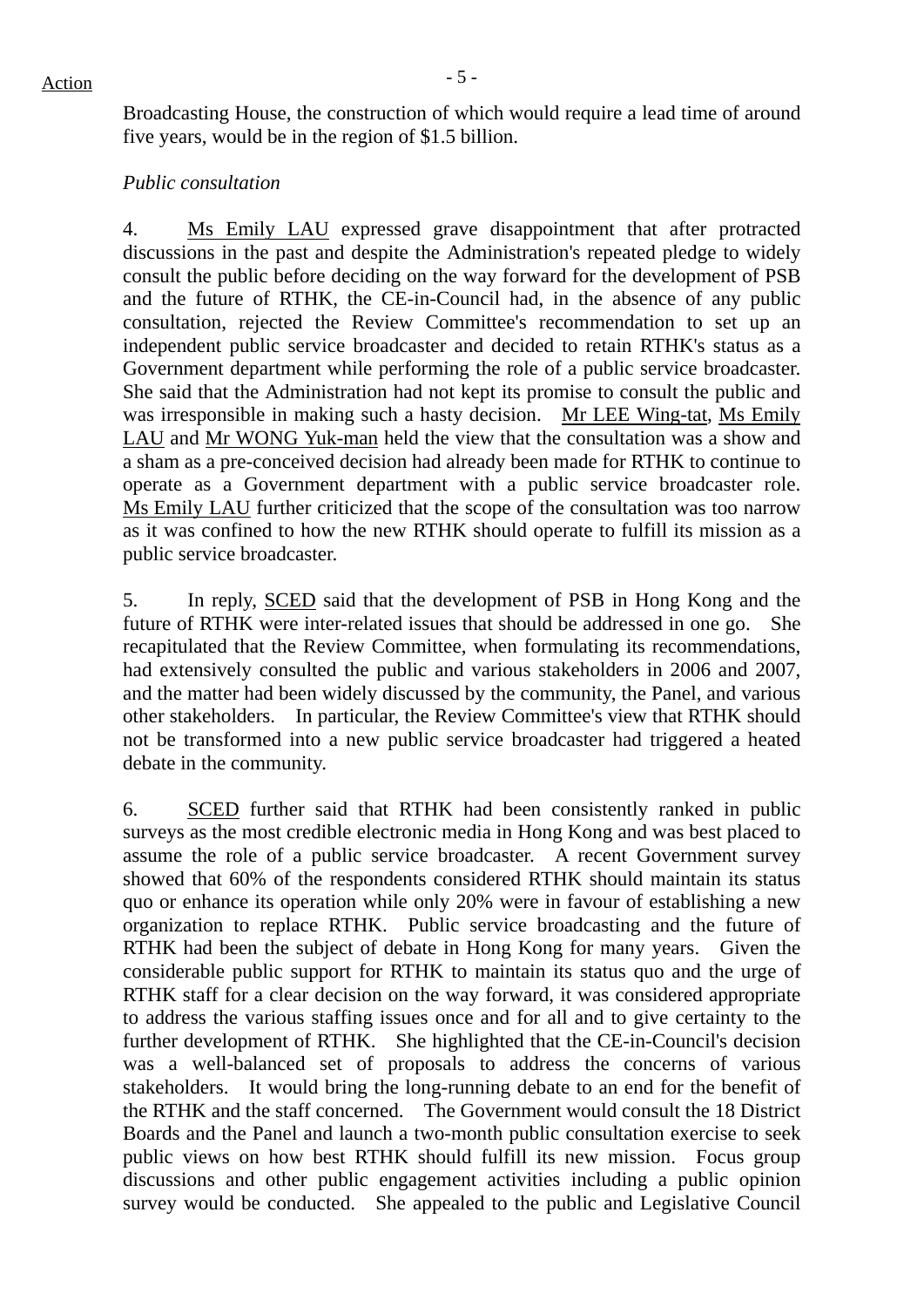Broadcasting House, the construction of which would require a lead time of around five years, would be in the region of $1.5 billion.

*Public consultation*

4. Ms Emily LAU expressed grave disappointment that after protracted discussions in the past and despite the Administration's repeated pledge to widely consult the public before deciding on the way forward for the development of PSB and the future of RTHK, the CE-in-Council had, in the absence of any public consultation, rejected the Review Committee's recommendation to set up an independent public service broadcaster and decided to retain RTHK's status as a Government department while performing the role of a public service broadcaster. She said that the Administration had not kept its promise to consult the public and was irresponsible in making such a hasty decision. Mr LEE Wing-tat, Ms Emily LAU and Mr WONG Yuk-man held the view that the consultation was a show and a sham as a pre-conceived decision had already been made for RTHK to continue to operate as a Government department with a public service broadcaster role. Ms Emily LAU further criticized that the scope of the consultation was too narrow as it was confined to how the new RTHK should operate to fulfill its mission as a public service broadcaster.

5. In reply, SCED said that the development of PSB in Hong Kong and the future of RTHK were inter-related issues that should be addressed in one go. She recapitulated that the Review Committee, when formulating its recommendations, had extensively consulted the public and various stakeholders in 2006 and 2007, and the matter had been widely discussed by the community, the Panel, and various other stakeholders. In particular, the Review Committee's view that RTHK should not be transformed into a new public service broadcaster had triggered a heated debate in the community.

6. SCED further said that RTHK had been consistently ranked in public surveys as the most credible electronic media in Hong Kong and was best placed to assume the role of a public service broadcaster. A recent Government survey showed that 60% of the respondents considered RTHK should maintain its status quo or enhance its operation while only 20% were in favour of establishing a new organization to replace RTHK. Public service broadcasting and the future of RTHK had been the subject of debate in Hong Kong for many years. Given the considerable public support for RTHK to maintain its status quo and the urge of RTHK staff for a clear decision on the way forward, it was considered appropriate to address the various staffing issues once and for all and to give certainty to the further development of RTHK. She highlighted that the CE-in-Council's decision was a well-balanced set of proposals to address the concerns of various stakeholders. It would bring the long-running debate to an end for the benefit of the RTHK and the staff concerned. The Government would consult the 18 District Boards and the Panel and launch a two-month public consultation exercise to seek public views on how best RTHK should fulfill its new mission. Focus group discussions and other public engagement activities including a public opinion survey would be conducted. She appealed to the public and Legislative Council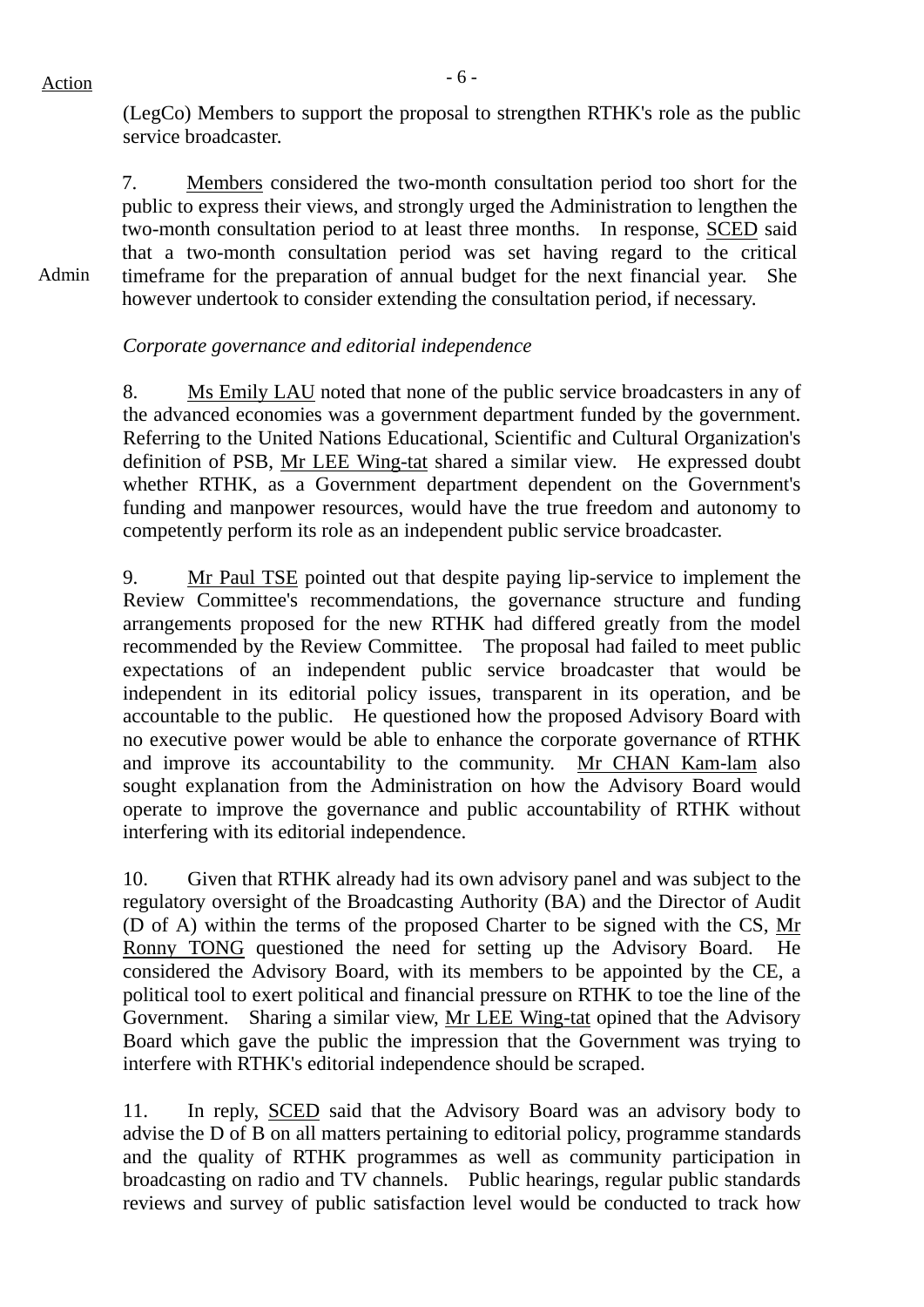Action

(LegCo) Members to support the proposal to strengthen RTHK's role as the public service broadcaster.

7. Members considered the two-month consultation period too short for the public to express their views, and strongly urged the Administration to lengthen the two-month consultation period to at least three months. In response, SCED said that a two-month consultation period was set having regard to the critical timeframe for the preparation of annual budget for the next financial year. She however undertook to consider extending the consultation period, if necessary.

Admin

*Corporate governance and editorial independence*

8. Ms Emily LAU noted that none of the public service broadcasters in any of the advanced economies was a government department funded by the government. Referring to the United Nations Educational, Scientific and Cultural Organization's definition of PSB, Mr LEE Wing-tat shared a similar view. He expressed doubt whether RTHK, as a Government department dependent on the Government's funding and manpower resources, would have the true freedom and autonomy to competently perform its role as an independent public service broadcaster.

9. Mr Paul TSE pointed out that despite paying lip-service to implement the Review Committee's recommendations, the governance structure and funding arrangements proposed for the new RTHK had differed greatly from the model recommended by the Review Committee. The proposal had failed to meet public expectations of an independent public service broadcaster that would be independent in its editorial policy issues, transparent in its operation, and be accountable to the public. He questioned how the proposed Advisory Board with no executive power would be able to enhance the corporate governance of RTHK and improve its accountability to the community. Mr CHAN Kam-lam also sought explanation from the Administration on how the Advisory Board would operate to improve the governance and public accountability of RTHK without interfering with its editorial independence.

10. Given that RTHK already had its own advisory panel and was subject to the regulatory oversight of the Broadcasting Authority (BA) and the Director of Audit (D of A) within the terms of the proposed Charter to be signed with the CS, Mr Ronny TONG questioned the need for setting up the Advisory Board. He considered the Advisory Board, with its members to be appointed by the CE, a political tool to exert political and financial pressure on RTHK to toe the line of the Government. Sharing a similar view, Mr LEE Wing-tat opined that the Advisory Board which gave the public the impression that the Government was trying to interfere with RTHK's editorial independence should be scraped.

11. In reply, SCED said that the Advisory Board was an advisory body to advise the D of B on all matters pertaining to editorial policy, programme standards and the quality of RTHK programmes as well as community participation in broadcasting on radio and TV channels. Public hearings, regular public standards reviews and survey of public satisfaction level would be conducted to track how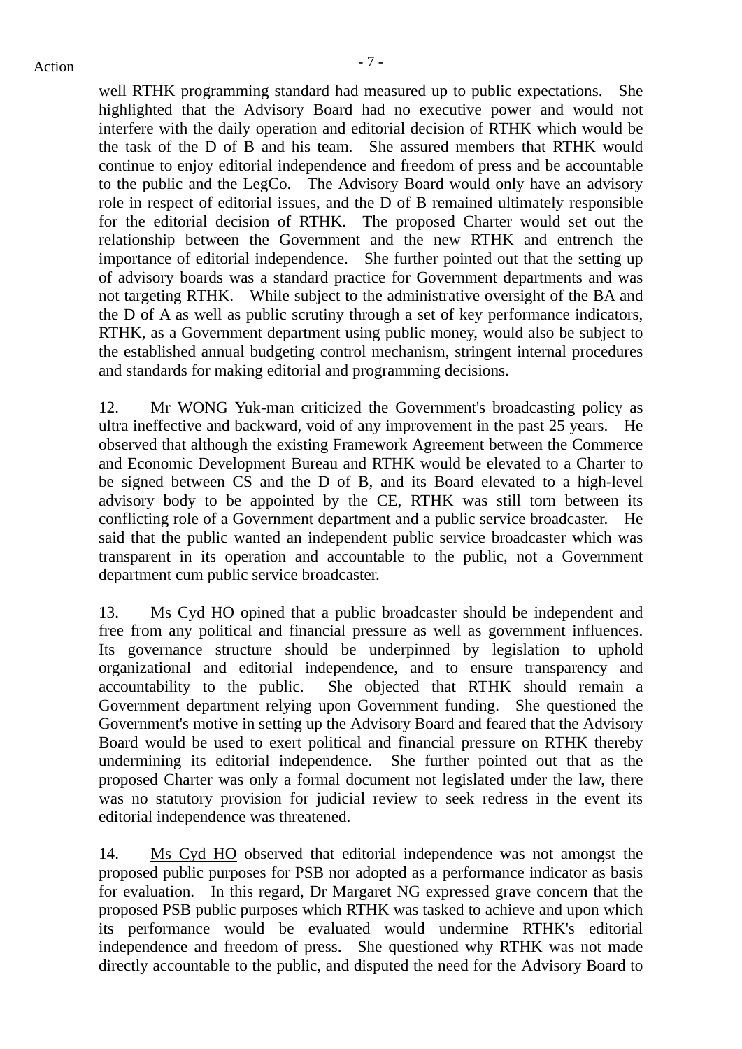well RTHK programming standard had measured up to public expectations. She highlighted that the Advisory Board had no executive power and would not interfere with the daily operation and editorial decision of RTHK which would be the task of the D of B and his team. She assured members that RTHK would continue to enjoy editorial independence and freedom of press and be accountable to the public and the LegCo. The Advisory Board would only have an advisory role in respect of editorial issues, and the D of B remained ultimately responsible for the editorial decision of RTHK. The proposed Charter would set out the relationship between the Government and the new RTHK and entrench the importance of editorial independence. She further pointed out that the setting up of advisory boards was a standard practice for Government departments and was not targeting RTHK. While subject to the administrative oversight of the BA and the D of A as well as public scrutiny through a set of key performance indicators, RTHK, as a Government department using public money, would also be subject to the established annual budgeting control mechanism, stringent internal procedures and standards for making editorial and programming decisions.

12. Mr WONG Yuk-man criticized the Government's broadcasting policy as ultra ineffective and backward, void of any improvement in the past 25 years. He observed that although the existing Framework Agreement between the Commerce and Economic Development Bureau and RTHK would be elevated to a Charter to be signed between CS and the D of B, and its Board elevated to a high-level advisory body to be appointed by the CE, RTHK was still torn between its conflicting role of a Government department and a public service broadcaster. He said that the public wanted an independent public service broadcaster which was transparent in its operation and accountable to the public, not a Government department cum public service broadcaster.

13. Ms Cyd HO opined that a public broadcaster should be independent and free from any political and financial pressure as well as government influences. Its governance structure should be underpinned by legislation to uphold organizational and editorial independence, and to ensure transparency and accountability to the public. She objected that RTHK should remain a Government department relying upon Government funding. She questioned the Government's motive in setting up the Advisory Board and feared that the Advisory Board would be used to exert political and financial pressure on RTHK thereby undermining its editorial independence. She further pointed out that as the proposed Charter was only a formal document not legislated under the law, there was no statutory provision for judicial review to seek redress in the event its editorial independence was threatened.

14. Ms Cyd HO observed that editorial independence was not amongst the proposed public purposes for PSB nor adopted as a performance indicator as basis for evaluation. In this regard, Dr Margaret NG expressed grave concern that the proposed PSB public purposes which RTHK was tasked to achieve and upon which its performance would be evaluated would undermine RTHK's editorial independence and freedom of press. She questioned why RTHK was not made directly accountable to the public, and disputed the need for the Advisory Board to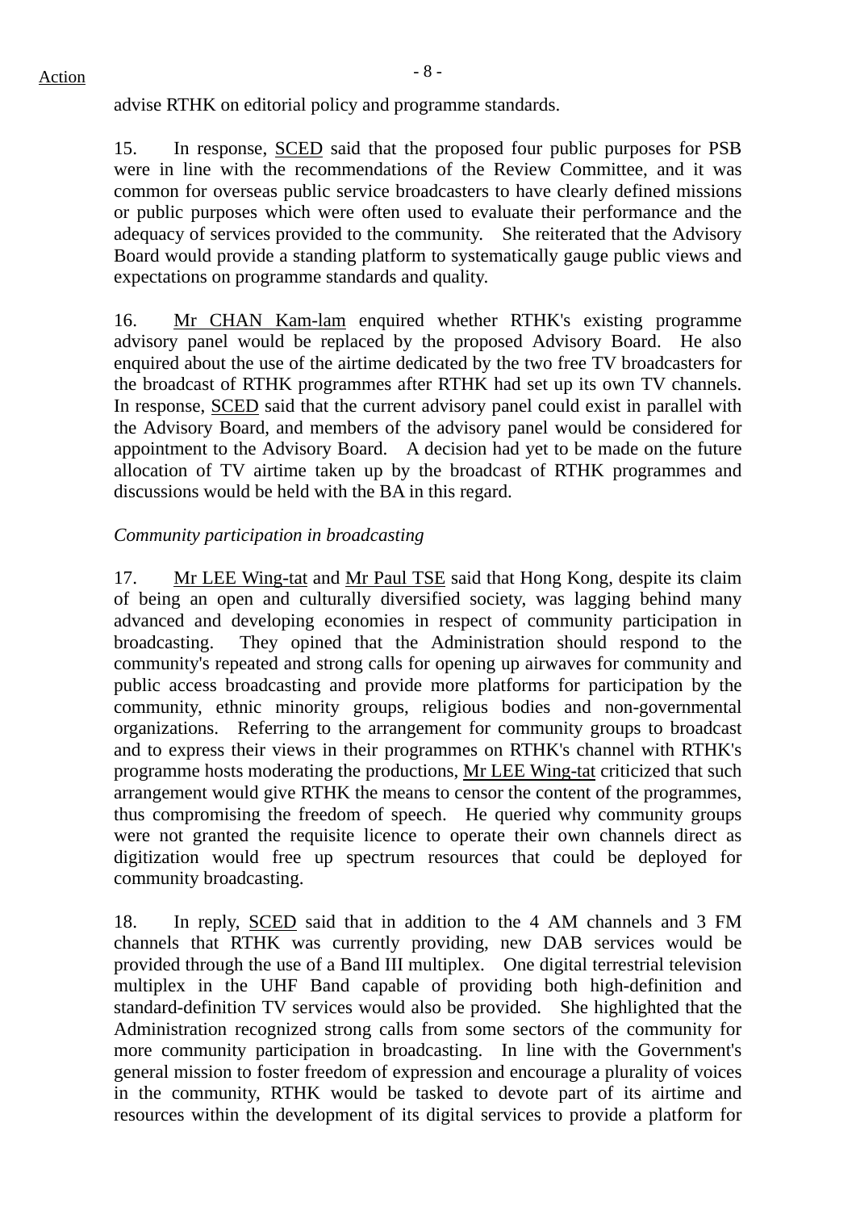advise RTHK on editorial policy and programme standards.

15. In response, SCED said that the proposed four public purposes for PSB were in line with the recommendations of the Review Committee, and it was common for overseas public service broadcasters to have clearly defined missions or public purposes which were often used to evaluate their performance and the adequacy of services provided to the community. She reiterated that the Advisory Board would provide a standing platform to systematically gauge public views and expectations on programme standards and quality.

16. Mr CHAN Kam-lam enquired whether RTHK's existing programme advisory panel would be replaced by the proposed Advisory Board. He also enquired about the use of the airtime dedicated by the two free TV broadcasters for the broadcast of RTHK programmes after RTHK had set up its own TV channels. In response, SCED said that the current advisory panel could exist in parallel with the Advisory Board, and members of the advisory panel would be considered for appointment to the Advisory Board. A decision had yet to be made on the future allocation of TV airtime taken up by the broadcast of RTHK programmes and discussions would be held with the BA in this regard.

*Community participation in broadcasting*

17. Mr LEE Wing-tat and Mr Paul TSE said that Hong Kong, despite its claim of being an open and culturally diversified society, was lagging behind many advanced and developing economies in respect of community participation in broadcasting. They opined that the Administration should respond to the community's repeated and strong calls for opening up airwaves for community and public access broadcasting and provide more platforms for participation by the community, ethnic minority groups, religious bodies and non-governmental organizations. Referring to the arrangement for community groups to broadcast and to express their views in their programmes on RTHK's channel with RTHK's programme hosts moderating the productions, Mr LEE Wing-tat criticized that such arrangement would give RTHK the means to censor the content of the programmes, thus compromising the freedom of speech. He queried why community groups were not granted the requisite licence to operate their own channels direct as digitization would free up spectrum resources that could be deployed for community broadcasting.

18. In reply, SCED said that in addition to the 4 AM channels and 3 FM channels that RTHK was currently providing, new DAB services would be provided through the use of a Band III multiplex. One digital terrestrial television multiplex in the UHF Band capable of providing both high-definition and standard-definition TV services would also be provided. She highlighted that the Administration recognized strong calls from some sectors of the community for more community participation in broadcasting. In line with the Government's general mission to foster freedom of expression and encourage a plurality of voices in the community, RTHK would be tasked to devote part of its airtime and resources within the development of its digital services to provide a platform for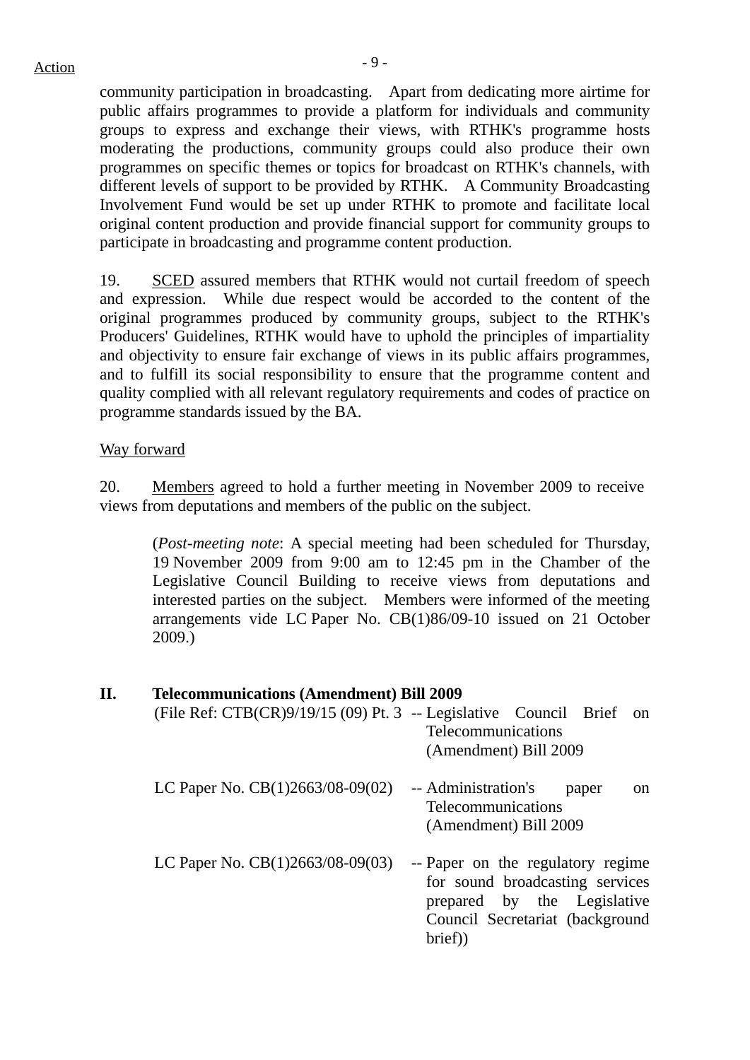community participation in broadcasting. Apart from dedicating more airtime for public affairs programmes to provide a platform for individuals and community groups to express and exchange their views, with RTHK's programme hosts moderating the productions, community groups could also produce their own programmes on specific themes or topics for broadcast on RTHK's channels, with different levels of support to be provided by RTHK. A Community Broadcasting Involvement Fund would be set up under RTHK to promote and facilitate local original content production and provide financial support for community groups to participate in broadcasting and programme content production.

19. SCED assured members that RTHK would not curtail freedom of speech and expression. While due respect would be accorded to the content of the original programmes produced by community groups, subject to the RTHK's Producers' Guidelines, RTHK would have to uphold the principles of impartiality and objectivity to ensure fair exchange of views in its public affairs programmes, and to fulfill its social responsibility to ensure that the programme content and quality complied with all relevant regulatory requirements and codes of practice on programme standards issued by the BA.

Way forward

20. Members agreed to hold a further meeting in November 2009 to receive views from deputations and members of the public on the subject.

> (*Post-meeting note*: A special meeting had been scheduled for Thursday, 19 November 2009 from 9:00 am to 12:45 pm in the Chamber of the Legislative Council Building to receive views from deputations and interested parties on the subject. Members were informed of the meeting arrangements vide LC Paper No. CB(1)86/09-10 issued on 21 October 2009.)

## II. Telecommunications (Amendment) Bill 2009

| | |
|---|---|
| (File Ref: CTB(CR)9/19/15 (09) Pt. 3 | -- Legislative Council Brief on Telecommunications (Amendment) Bill 2009 |
| LC Paper No. CB(1)2663/08-09(02) | -- Administration's paper on Telecommunications (Amendment) Bill 2009 |
| LC Paper No. CB(1)2663/08-09(03) | -- Paper on the regulatory regime for sound broadcasting services prepared by the Legislative Council Secretariat (background brief)) |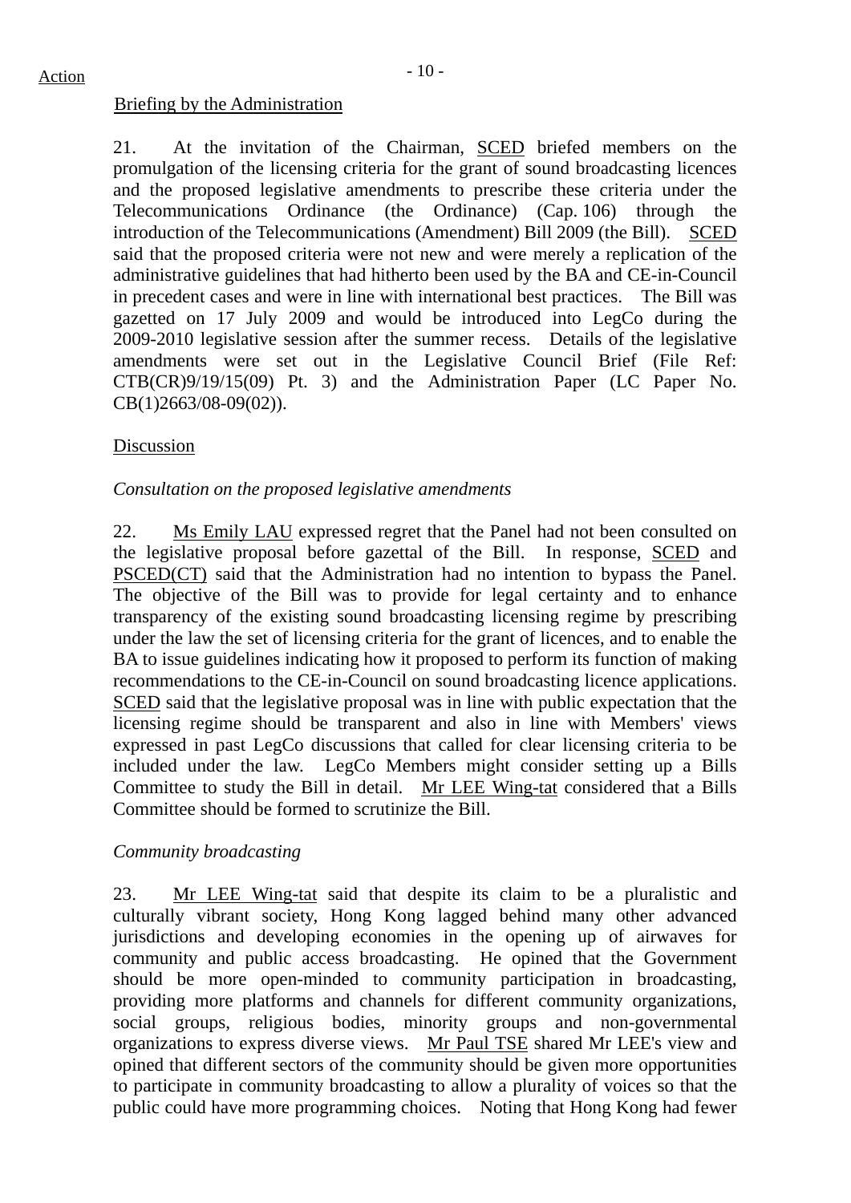Briefing by the Administration

21. At the invitation of the Chairman, SCED briefed members on the promulgation of the licensing criteria for the grant of sound broadcasting licences and the proposed legislative amendments to prescribe these criteria under the Telecommunications Ordinance (the Ordinance) (Cap. 106) through the introduction of the Telecommunications (Amendment) Bill 2009 (the Bill). SCED said that the proposed criteria were not new and were merely a replication of the administrative guidelines that had hitherto been used by the BA and CE-in-Council in precedent cases and were in line with international best practices. The Bill was gazetted on 17 July 2009 and would be introduced into LegCo during the 2009-2010 legislative session after the summer recess. Details of the legislative amendments were set out in the Legislative Council Brief (File Ref: CTB(CR)9/19/15(09) Pt. 3) and the Administration Paper (LC Paper No. CB(1)2663/08-09(02)).

Discussion

*Consultation on the proposed legislative amendments*

22. Ms Emily LAU expressed regret that the Panel had not been consulted on the legislative proposal before gazettal of the Bill. In response, SCED and PSCED(CT) said that the Administration had no intention to bypass the Panel. The objective of the Bill was to provide for legal certainty and to enhance transparency of the existing sound broadcasting licensing regime by prescribing under the law the set of licensing criteria for the grant of licences, and to enable the BA to issue guidelines indicating how it proposed to perform its function of making recommendations to the CE-in-Council on sound broadcasting licence applications. SCED said that the legislative proposal was in line with public expectation that the licensing regime should be transparent and also in line with Members' views expressed in past LegCo discussions that called for clear licensing criteria to be included under the law. LegCo Members might consider setting up a Bills Committee to study the Bill in detail. Mr LEE Wing-tat considered that a Bills Committee should be formed to scrutinize the Bill.

*Community broadcasting*

23. Mr LEE Wing-tat said that despite its claim to be a pluralistic and culturally vibrant society, Hong Kong lagged behind many other advanced jurisdictions and developing economies in the opening up of airwaves for community and public access broadcasting. He opined that the Government should be more open-minded to community participation in broadcasting, providing more platforms and channels for different community organizations, social groups, religious bodies, minority groups and non-governmental organizations to express diverse views. Mr Paul TSE shared Mr LEE's view and opined that different sectors of the community should be given more opportunities to participate in community broadcasting to allow a plurality of voices so that the public could have more programming choices. Noting that Hong Kong had fewer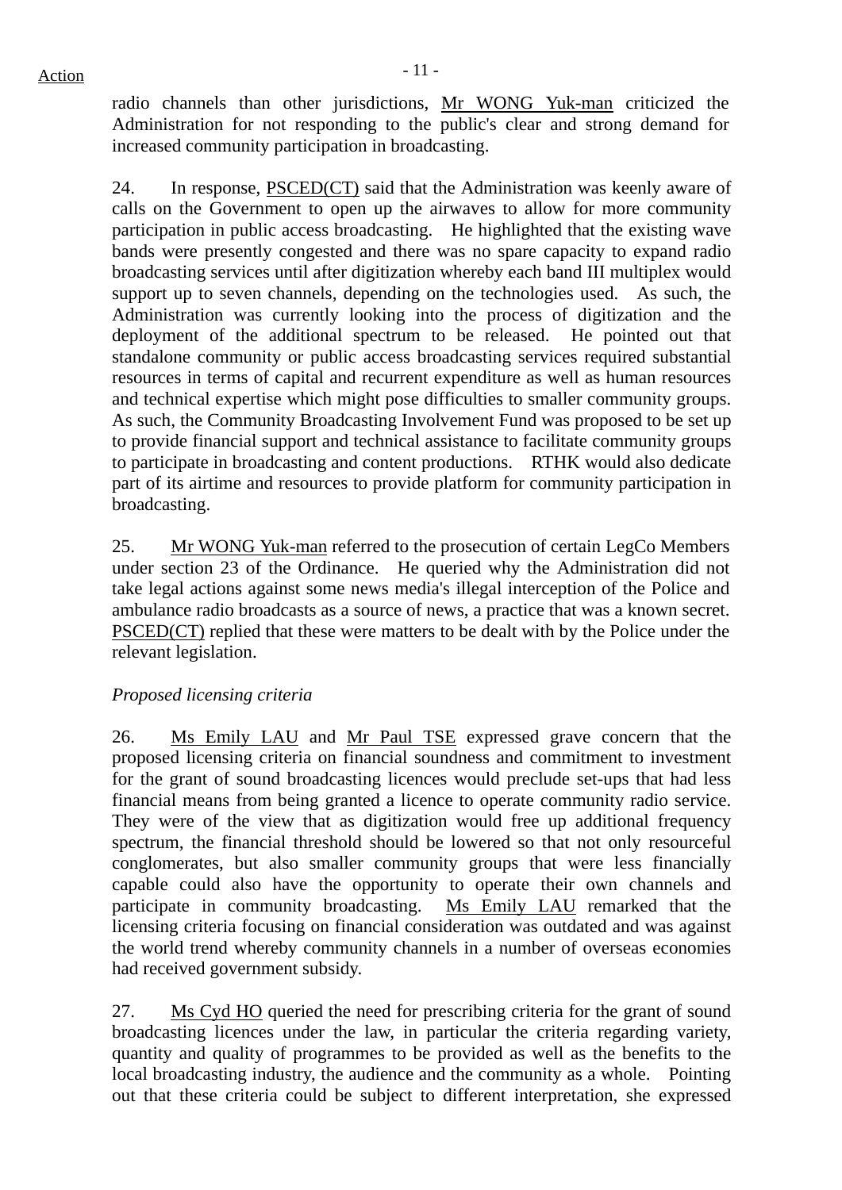radio channels than other jurisdictions, Mr WONG Yuk-man criticized the Administration for not responding to the public's clear and strong demand for increased community participation in broadcasting.

24. In response, PSCED(CT) said that the Administration was keenly aware of calls on the Government to open up the airwaves to allow for more community participation in public access broadcasting. He highlighted that the existing wave bands were presently congested and there was no spare capacity to expand radio broadcasting services until after digitization whereby each band III multiplex would support up to seven channels, depending on the technologies used. As such, the Administration was currently looking into the process of digitization and the deployment of the additional spectrum to be released. He pointed out that standalone community or public access broadcasting services required substantial resources in terms of capital and recurrent expenditure as well as human resources and technical expertise which might pose difficulties to smaller community groups. As such, the Community Broadcasting Involvement Fund was proposed to be set up to provide financial support and technical assistance to facilitate community groups to participate in broadcasting and content productions. RTHK would also dedicate part of its airtime and resources to provide platform for community participation in broadcasting.

25. Mr WONG Yuk-man referred to the prosecution of certain LegCo Members under section 23 of the Ordinance. He queried why the Administration did not take legal actions against some news media's illegal interception of the Police and ambulance radio broadcasts as a source of news, a practice that was a known secret. PSCED(CT) replied that these were matters to be dealt with by the Police under the relevant legislation.

*Proposed licensing criteria*

26. Ms Emily LAU and Mr Paul TSE expressed grave concern that the proposed licensing criteria on financial soundness and commitment to investment for the grant of sound broadcasting licences would preclude set-ups that had less financial means from being granted a licence to operate community radio service. They were of the view that as digitization would free up additional frequency spectrum, the financial threshold should be lowered so that not only resourceful conglomerates, but also smaller community groups that were less financially capable could also have the opportunity to operate their own channels and participate in community broadcasting. Ms Emily LAU remarked that the licensing criteria focusing on financial consideration was outdated and was against the world trend whereby community channels in a number of overseas economies had received government subsidy.

27. Ms Cyd HO queried the need for prescribing criteria for the grant of sound broadcasting licences under the law, in particular the criteria regarding variety, quantity and quality of programmes to be provided as well as the benefits to the local broadcasting industry, the audience and the community as a whole. Pointing out that these criteria could be subject to different interpretation, she expressed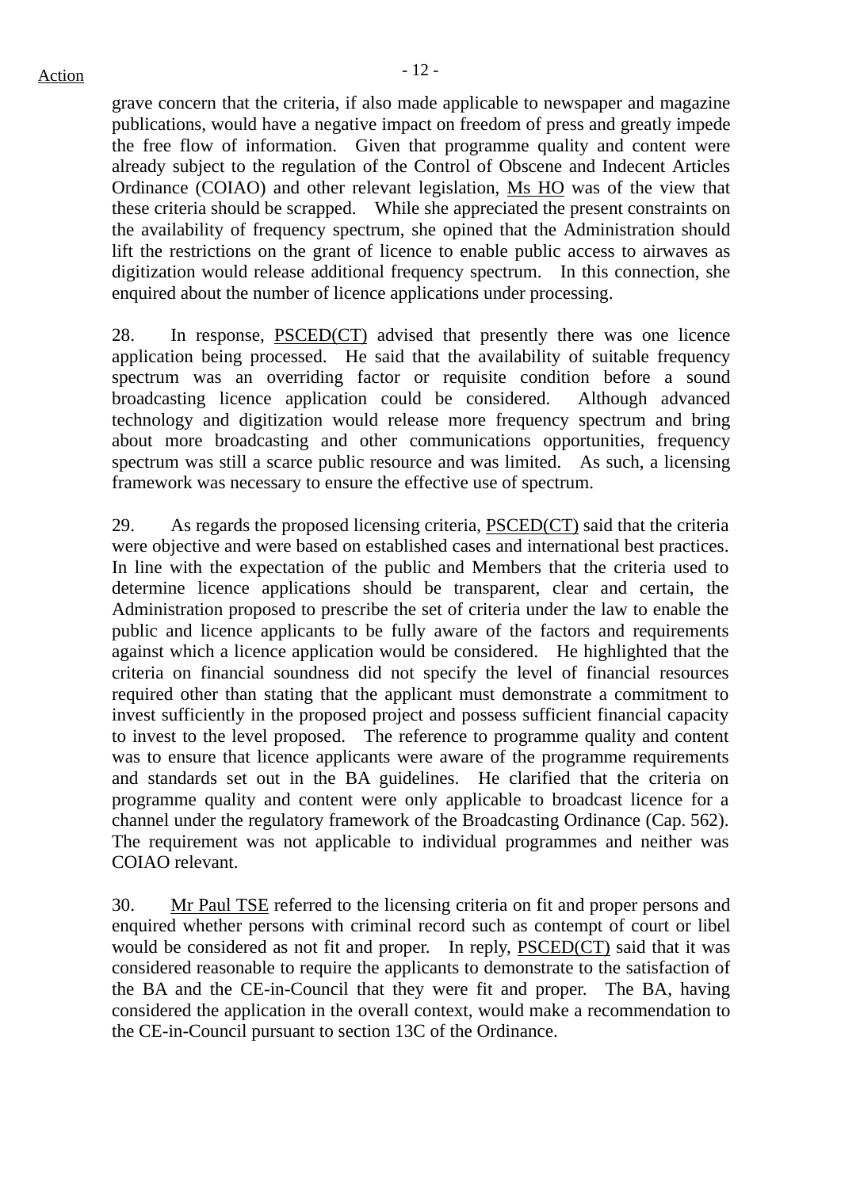grave concern that the criteria, if also made applicable to newspaper and magazine publications, would have a negative impact on freedom of press and greatly impede the free flow of information. Given that programme quality and content were already subject to the regulation of the Control of Obscene and Indecent Articles Ordinance (COIAO) and other relevant legislation, Ms HO was of the view that these criteria should be scrapped. While she appreciated the present constraints on the availability of frequency spectrum, she opined that the Administration should lift the restrictions on the grant of licence to enable public access to airwaves as digitization would release additional frequency spectrum. In this connection, she enquired about the number of licence applications under processing.

28. In response, PSCED(CT) advised that presently there was one licence application being processed. He said that the availability of suitable frequency spectrum was an overriding factor or requisite condition before a sound broadcasting licence application could be considered. Although advanced technology and digitization would release more frequency spectrum and bring about more broadcasting and other communications opportunities, frequency spectrum was still a scarce public resource and was limited. As such, a licensing framework was necessary to ensure the effective use of spectrum.

29. As regards the proposed licensing criteria, PSCED(CT) said that the criteria were objective and were based on established cases and international best practices. In line with the expectation of the public and Members that the criteria used to determine licence applications should be transparent, clear and certain, the Administration proposed to prescribe the set of criteria under the law to enable the public and licence applicants to be fully aware of the factors and requirements against which a licence application would be considered. He highlighted that the criteria on financial soundness did not specify the level of financial resources required other than stating that the applicant must demonstrate a commitment to invest sufficiently in the proposed project and possess sufficient financial capacity to invest to the level proposed. The reference to programme quality and content was to ensure that licence applicants were aware of the programme requirements and standards set out in the BA guidelines. He clarified that the criteria on programme quality and content were only applicable to broadcast licence for a channel under the regulatory framework of the Broadcasting Ordinance (Cap. 562). The requirement was not applicable to individual programmes and neither was COIAO relevant.

30. Mr Paul TSE referred to the licensing criteria on fit and proper persons and enquired whether persons with criminal record such as contempt of court or libel would be considered as not fit and proper. In reply, PSCED(CT) said that it was considered reasonable to require the applicants to demonstrate to the satisfaction of the BA and the CE-in-Council that they were fit and proper. The BA, having considered the application in the overall context, would make a recommendation to the CE-in-Council pursuant to section 13C of the Ordinance.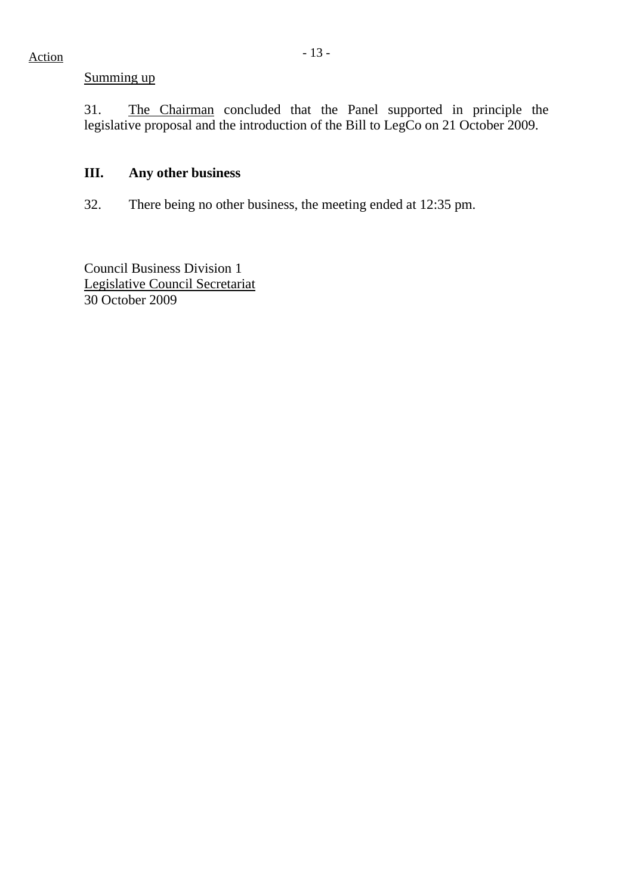Action

Summing up

31. The Chairman concluded that the Panel supported in principle the legislative proposal and the introduction of the Bill to LegCo on 21 October 2009.

## III. Any other business

32. There being no other business, the meeting ended at 12:35 pm.

Council Business Division 1
Legislative Council Secretariat
30 October 2009